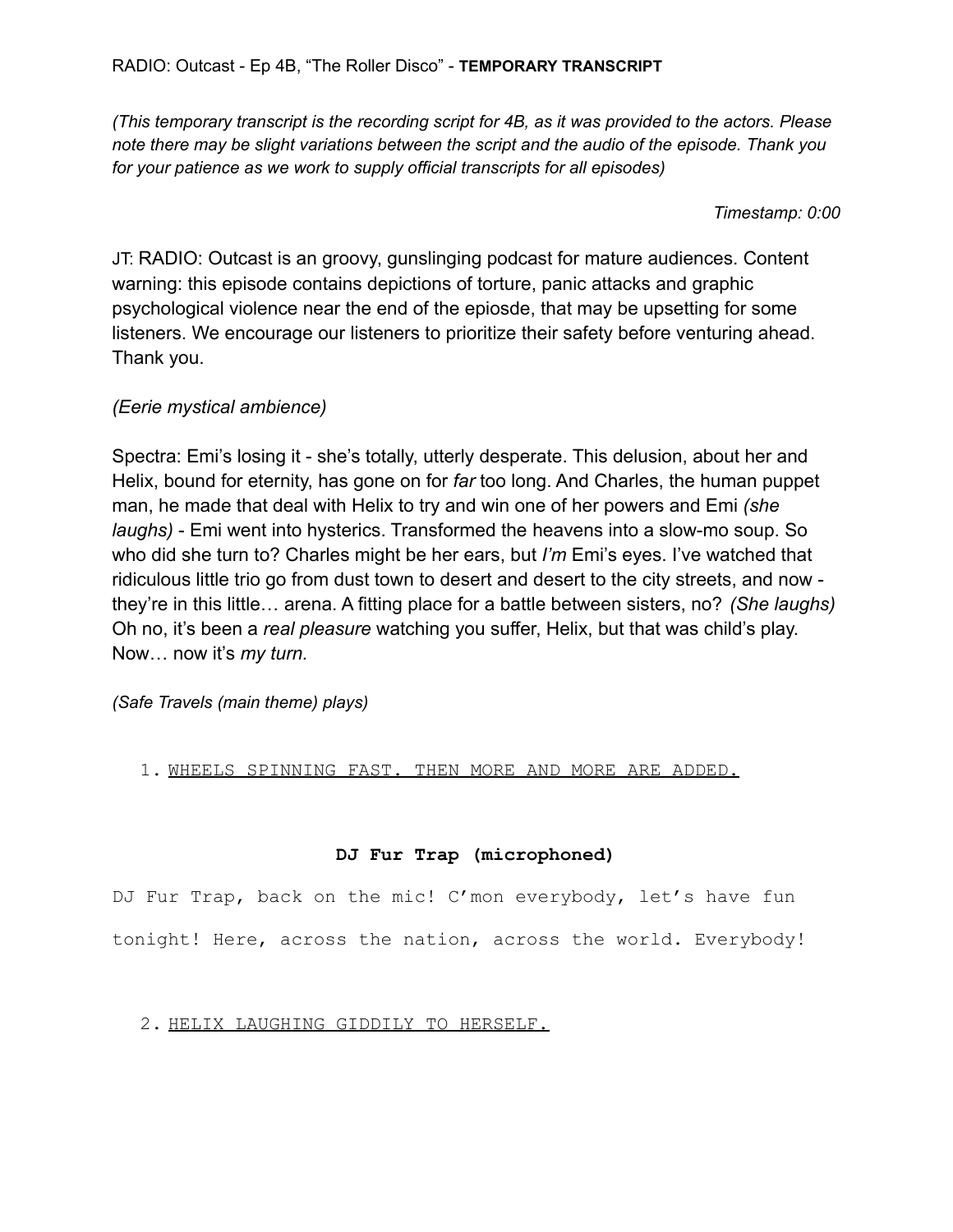RADIO: Outcast - Ep 4B, “The Roller Disco” - **TEMPORARY TRANSCRIPT**

*(This temporary transcript is the recording script for 4B, as it was provided to the actors. Please note there may be slight variations between the script and the audio of the episode. Thank you for your patience as we work to supply official transcripts for all episodes)*

*Timestamp: 0:00*

JT: RADIO: Outcast is an groovy, gunslinging podcast for mature audiences. Content warning: this episode contains depictions of torture, panic attacks and graphic psychological violence near the end of the epiosde, that may be upsetting for some listeners. We encourage our listeners to prioritize their safety before venturing ahead. Thank you.

*(Eerie mystical ambience)*

Spectra: Emi’s losing it - she’s totally, utterly desperate. This delusion, about her and Helix, bound for eternity, has gone on for *far* too long. And Charles, the human puppet man, he made that deal with Helix to try and win one of her powers and Emi *(she laughs)* - Emi went into hysterics. Transformed the heavens into a slow-mo soup. So who did she turn to? Charles might be her ears, but *I’m* Emi’s eyes. I’ve watched that ridiculous little trio go from dust town to desert and desert to the city streets, and now - they’re in this little… arena. A fitting place for a battle between sisters, no? *(She laughs)* Oh no, it’s been a *real pleasure* watching you suffer, Helix, but that was child’s play. Now… now it’s *my turn*.

*(Safe Travels (main theme) plays)*

1. WHEELS SPINNING FAST. THEN MORE AND MORE ARE ADDED.

**DJ Fur Trap (microphoned)**

DJ Fur Trap, back on the mic! C’mon everybody, let’s have fun tonight! Here, across the nation, across the world. Everybody!

2. HELIX LAUGHING GIDDILY TO HERSELF.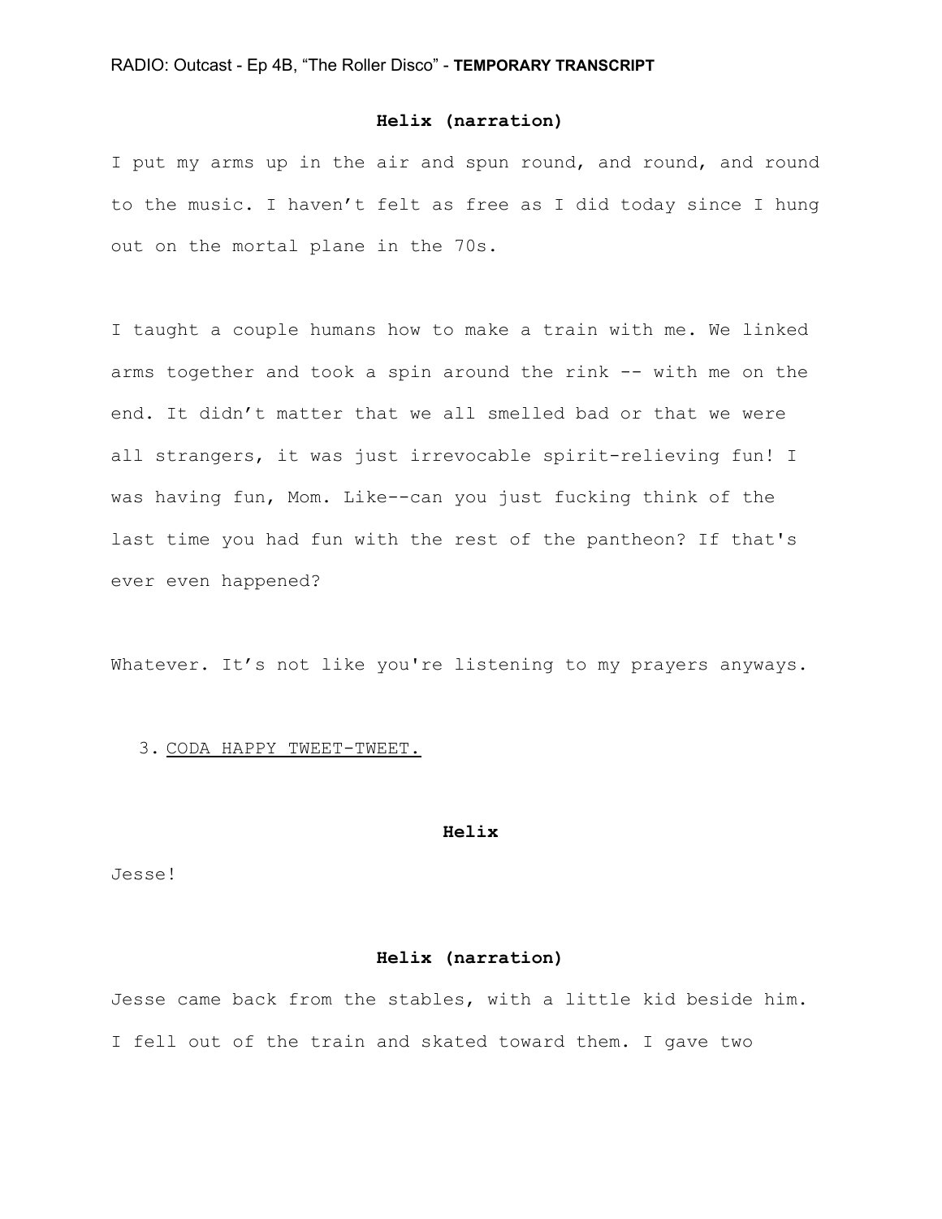**Helix (narration)**

I put my arms up in the air and spun round, and round, and round to the music. I haven't felt as free as I did today since I hung out on the mortal plane in the 70s.

I taught a couple humans how to make a train with me. We linked arms together and took a spin around the rink -- with me on the end. It didn't matter that we all smelled bad or that we were all strangers, it was just irrevocable spirit-relieving fun! I was having fun, Mom. Like--can you just fucking think of the last time you had fun with the rest of the pantheon? If that's ever even happened?

Whatever. It's not like you're listening to my prayers anyways.

3. <u>CODA HAPPY TWEET-TWEET.</u>

**Helix**

Jesse!

**Helix (narration)**

Jesse came back from the stables, with a little kid beside him. I fell out of the train and skated toward them. I gave two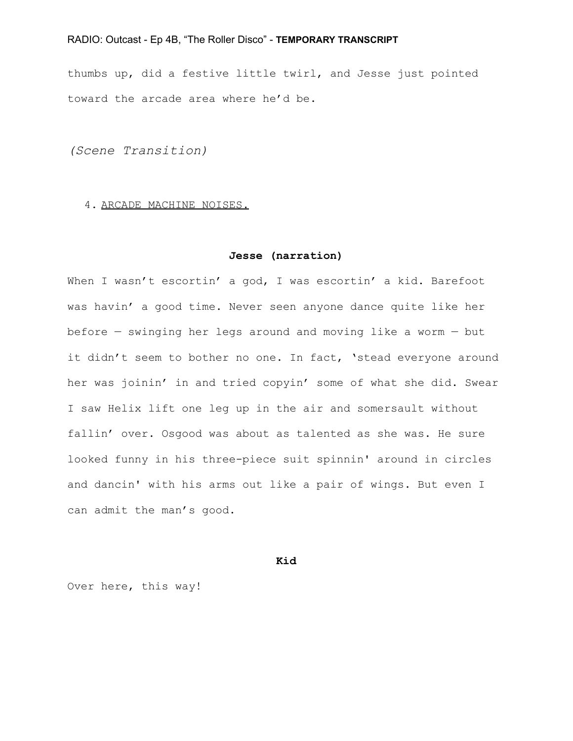thumbs up, did a festive little twirl, and Jesse just pointed toward the arcade area where he'd be.

*(Scene Transition)*

4. <u>ARCADE MACHINE NOISES.</u>

**Jesse (narration)**

When I wasn't escortin' a god, I was escortin' a kid. Barefoot was havin' a good time. Never seen anyone dance quite like her before — swinging her legs around and moving like a worm — but it didn't seem to bother no one. In fact, 'stead everyone around her was joinin' in and tried copyin' some of what she did. Swear I saw Helix lift one leg up in the air and somersault without fallin' over. Osgood was about as talented as she was. He sure looked funny in his three-piece suit spinnin' around in circles and dancin' with his arms out like a pair of wings. But even I can admit the man's good.

**Kid**

Over here, this way!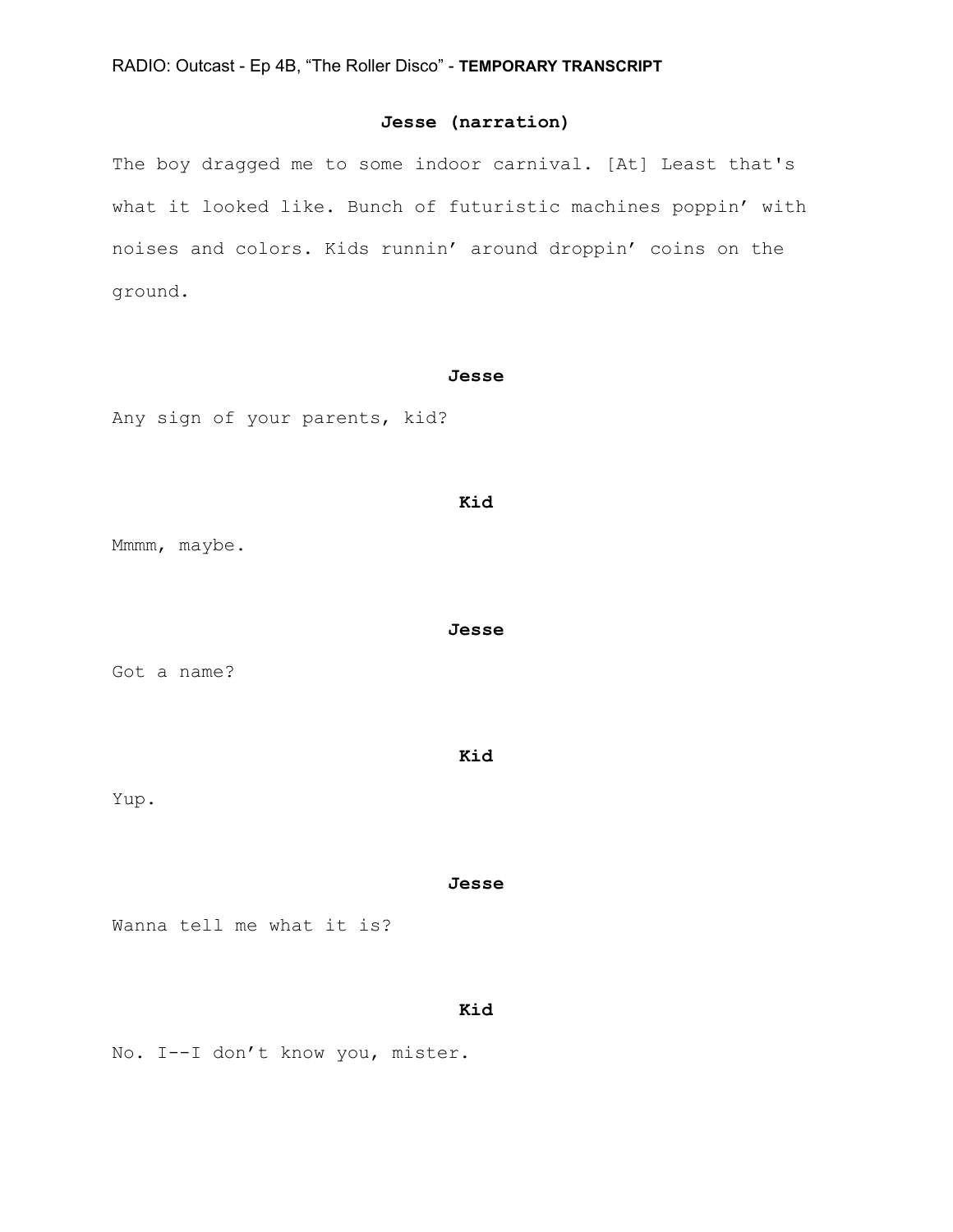**Jesse (narration)**

The boy dragged me to some indoor carnival. [At] Least that's what it looked like. Bunch of futuristic machines poppin' with noises and colors. Kids runnin' around droppin' coins on the ground.

**Jesse**

Any sign of your parents, kid?

**Kid**

Mmmm, maybe.

**Jesse**

Got a name?

**Kid**

Yup.

**Jesse**

Wanna tell me what it is?

**Kid**

No. I--I don't know you, mister.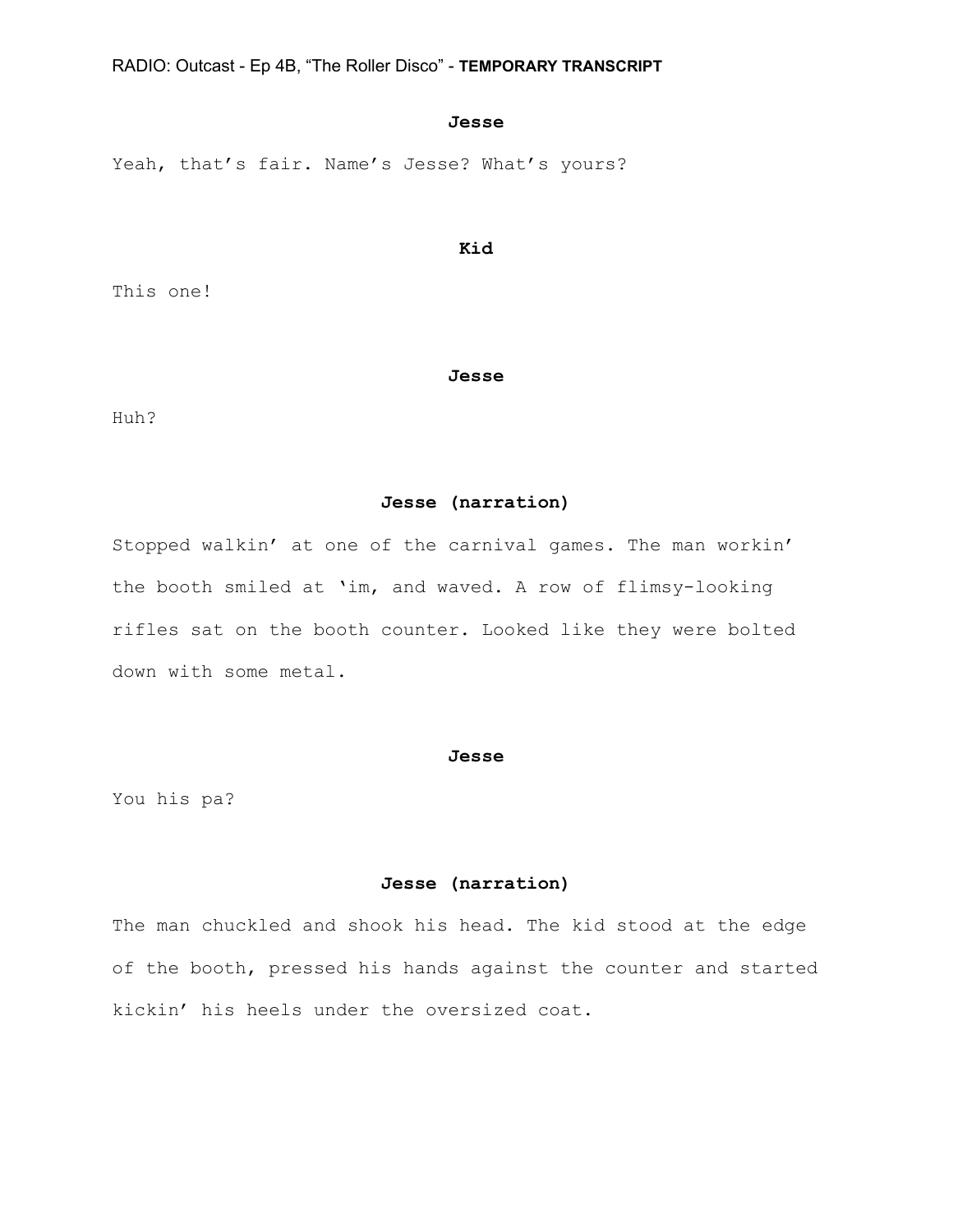**Jesse**

Yeah, that's fair. Name's Jesse? What's yours?

**Kid**

This one!

**Jesse**

Huh?

**Jesse (narration)**

Stopped walkin' at one of the carnival games. The man workin' the booth smiled at 'im, and waved. A row of flimsy-looking rifles sat on the booth counter. Looked like they were bolted down with some metal.

**Jesse**

You his pa?

**Jesse (narration)**

The man chuckled and shook his head. The kid stood at the edge of the booth, pressed his hands against the counter and started kickin' his heels under the oversized coat.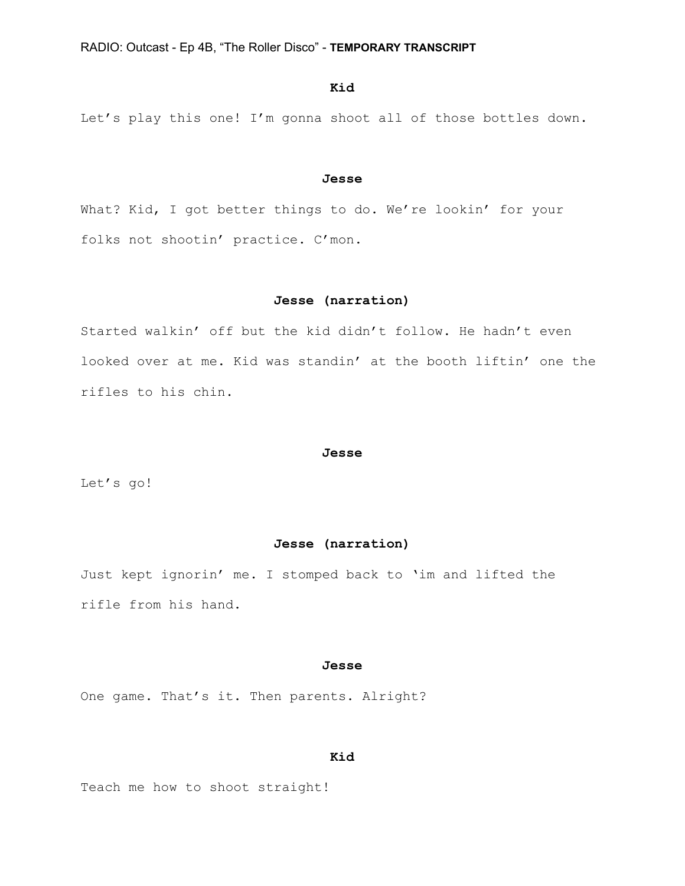**Kid**

Let's play this one! I'm gonna shoot all of those bottles down.

**Jesse**

What? Kid, I got better things to do. We're lookin' for your folks not shootin' practice. C'mon.

**Jesse (narration)**

Started walkin' off but the kid didn't follow. He hadn't even looked over at me. Kid was standin' at the booth liftin' one the rifles to his chin.

**Jesse**

Let's go!

**Jesse (narration)**

Just kept ignorin' me. I stomped back to 'im and lifted the rifle from his hand.

**Jesse**

One game. That's it. Then parents. Alright?

**Kid**

Teach me how to shoot straight!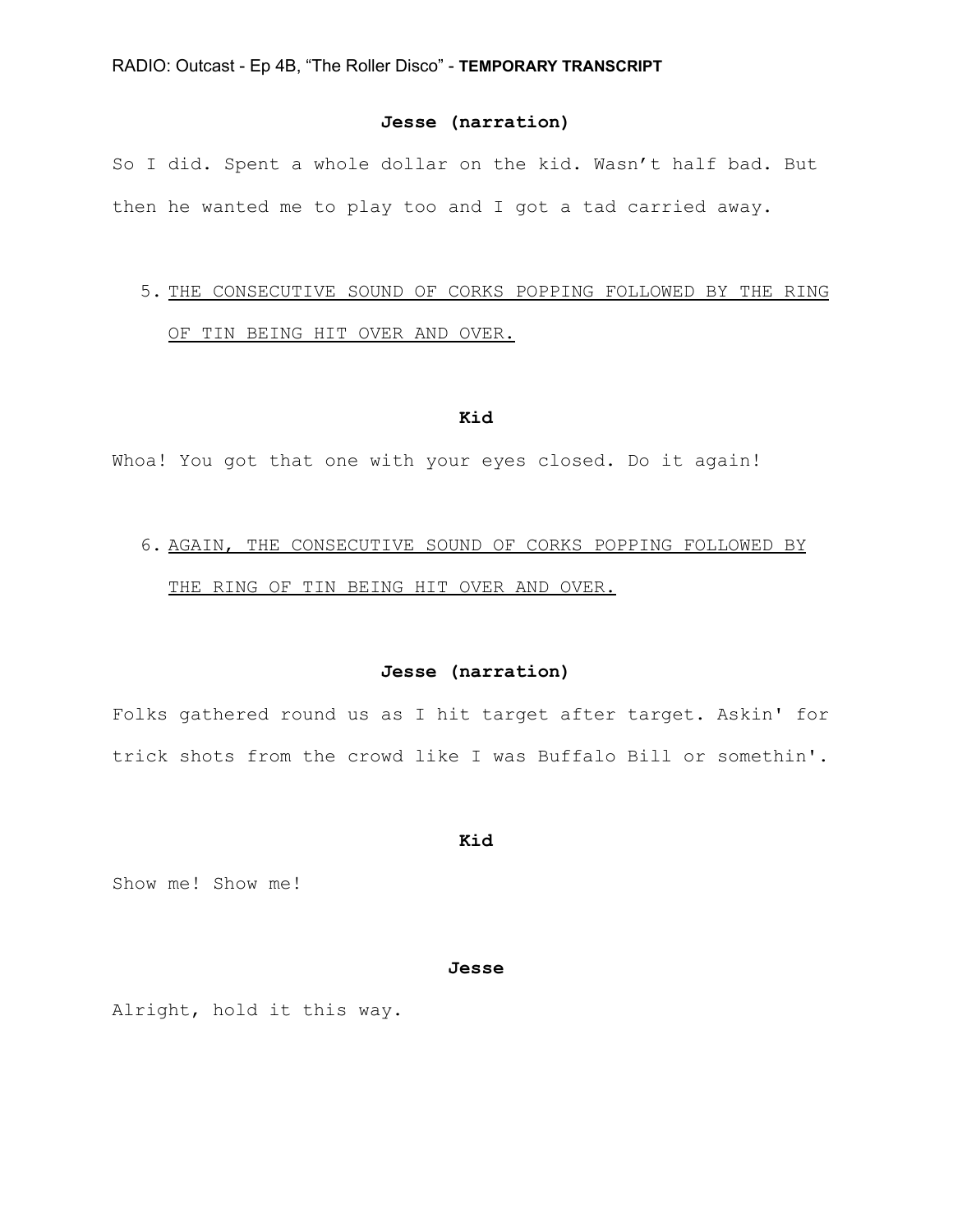**Jesse (narration)**

So I did. Spent a whole dollar on the kid. Wasn’t half bad. But then he wanted me to play too and I got a tad carried away.

5. <u>THE CONSECUTIVE SOUND OF CORKS POPPING FOLLOWED BY THE RING OF TIN BEING HIT OVER AND OVER.</u>

**Kid**

Whoa! You got that one with your eyes closed. Do it again!

6. <u>AGAIN, THE CONSECUTIVE SOUND OF CORKS POPPING FOLLOWED BY THE RING OF TIN BEING HIT OVER AND OVER.</u>

**Jesse (narration)**

Folks gathered round us as I hit target after target. Askin' for trick shots from the crowd like I was Buffalo Bill or somethin'.

**Kid**

Show me! Show me!

**Jesse**

Alright, hold it this way.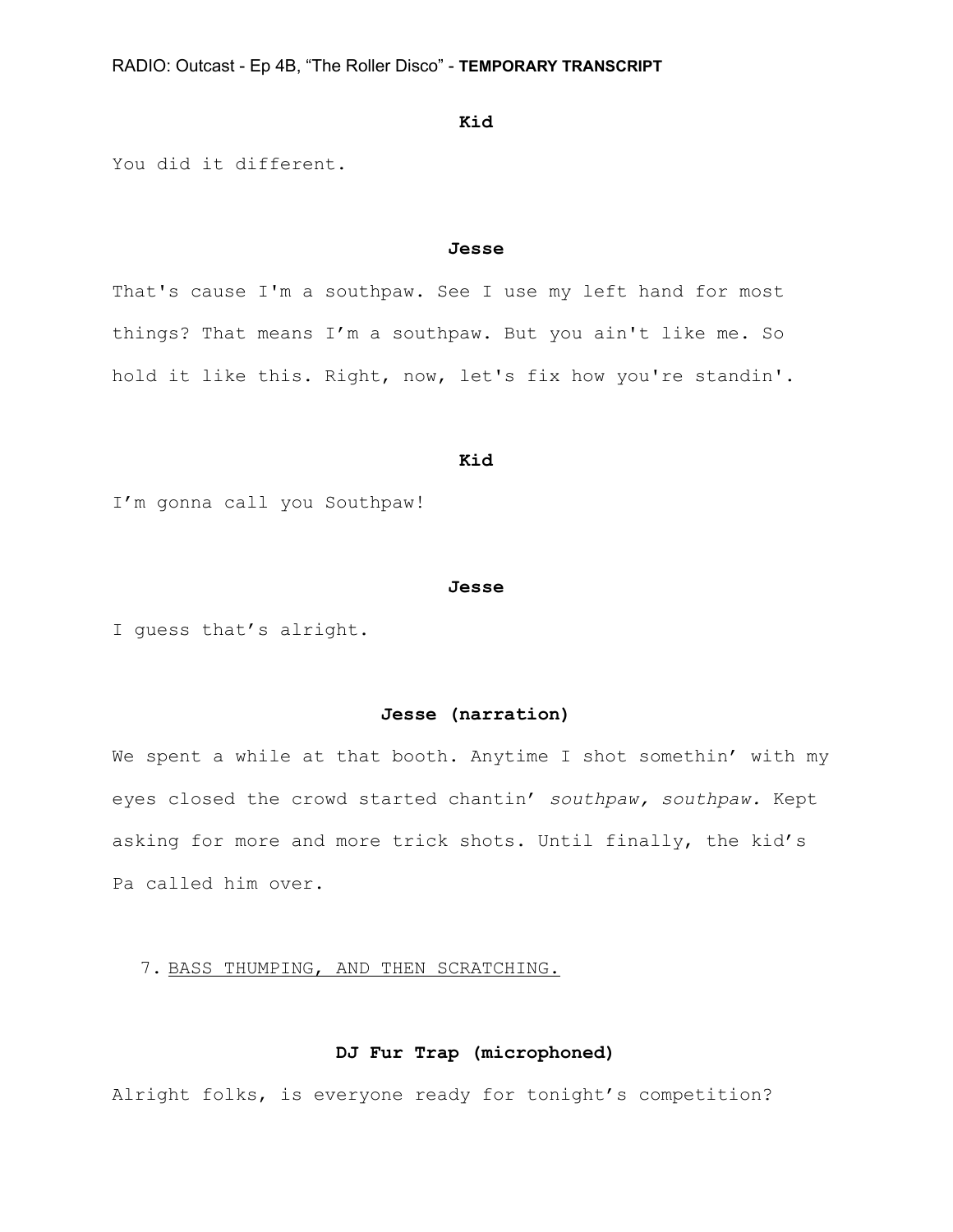**Kid**

You did it different.

**Jesse**

That's cause I'm a southpaw. See I use my left hand for most things? That means I’m a southpaw. But you ain't like me. So hold it like this. Right, now, let's fix how you're standin'.

**Kid**

I’m gonna call you Southpaw!

**Jesse**

I guess that’s alright.

**Jesse (narration)**

We spent a while at that booth. Anytime I shot somethin’ with my eyes closed the crowd started chantin’ *southpaw, southpaw.* Kept asking for more and more trick shots. Until finally, the kid’s Pa called him over.

7. <u>BASS THUMPING, AND THEN SCRATCHING.</u>

**DJ Fur Trap (microphoned)**

Alright folks, is everyone ready for tonight’s competition?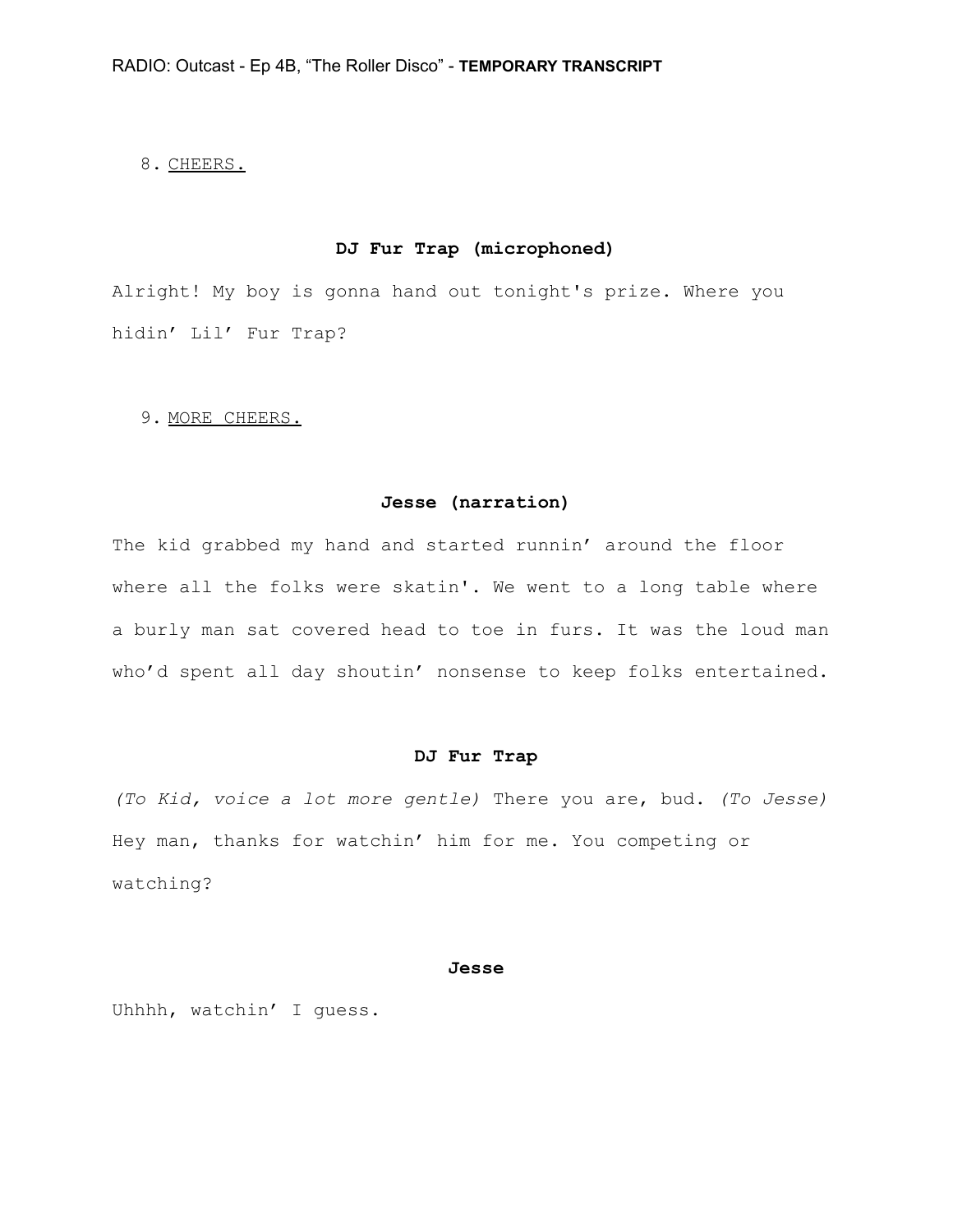8. <u>CHEERS.</u>

**DJ Fur Trap (microphoned)**

Alright! My boy is gonna hand out tonight's prize. Where you hidin' Lil' Fur Trap?

9. <u>MORE CHEERS.</u>

**Jesse (narration)**

The kid grabbed my hand and started runnin' around the floor where all the folks were skatin'. We went to a long table where a burly man sat covered head to toe in furs. It was the loud man who'd spent all day shoutin' nonsense to keep folks entertained.

**DJ Fur Trap**

*(To Kid, voice a lot more gentle)* There you are, bud. *(To Jesse)* Hey man, thanks for watchin' him for me. You competing or watching?

**Jesse**

Uhhhh, watchin' I guess.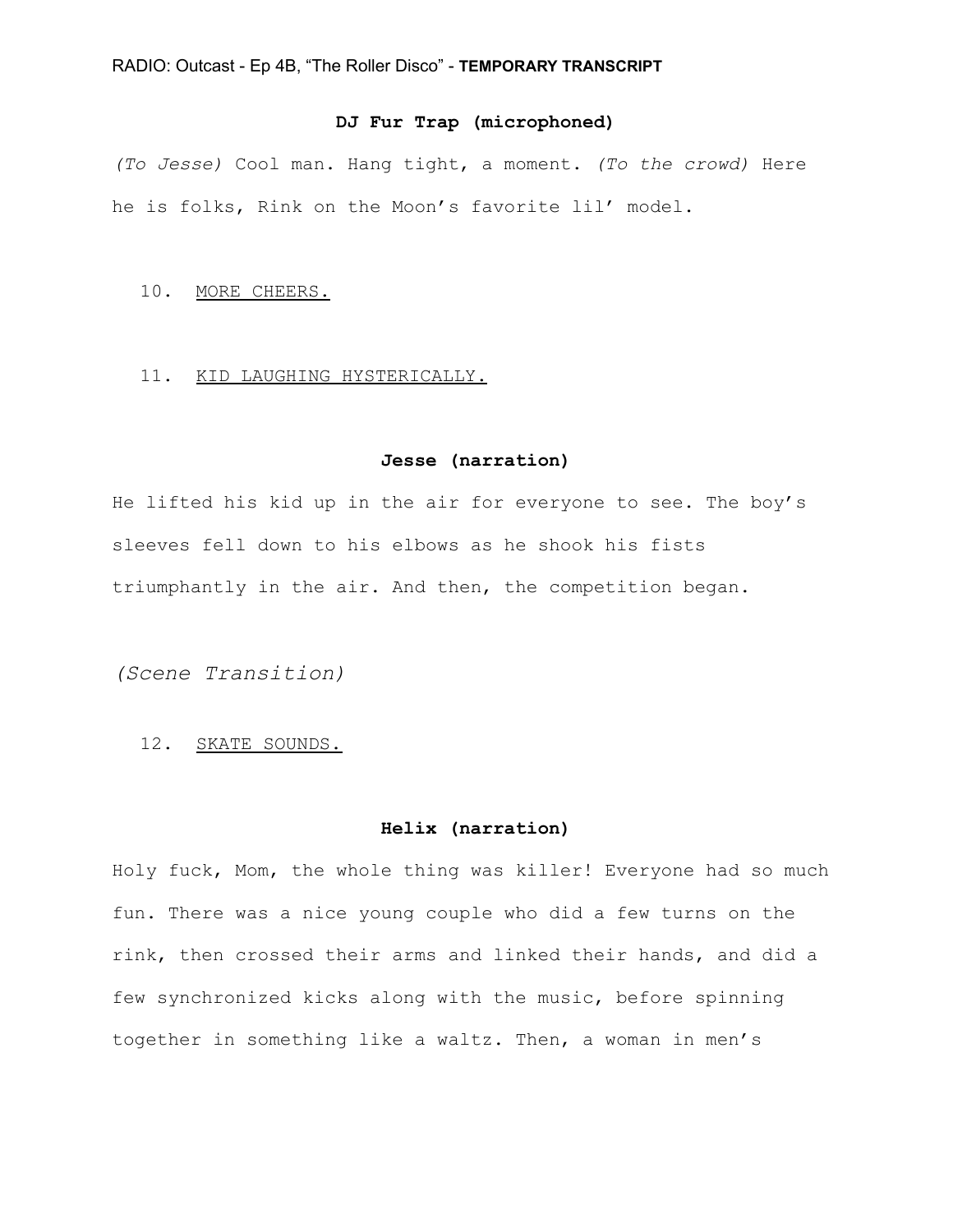**DJ Fur Trap (microphoned)**

*(To Jesse)* Cool man. Hang tight, a moment. *(To the crowd)* Here he is folks, Rink on the Moon's favorite lil' model.

10. <u>MORE CHEERS.</u>

11. <u>KID LAUGHING HYSTERICALLY.</u>

**Jesse (narration)**

He lifted his kid up in the air for everyone to see. The boy's sleeves fell down to his elbows as he shook his fists triumphantly in the air. And then, the competition began.

*(Scene Transition)*

12. <u>SKATE SOUNDS.</u>

**Helix (narration)**

Holy fuck, Mom, the whole thing was killer! Everyone had so much fun. There was a nice young couple who did a few turns on the rink, then crossed their arms and linked their hands, and did a few synchronized kicks along with the music, before spinning together in something like a waltz. Then, a woman in men's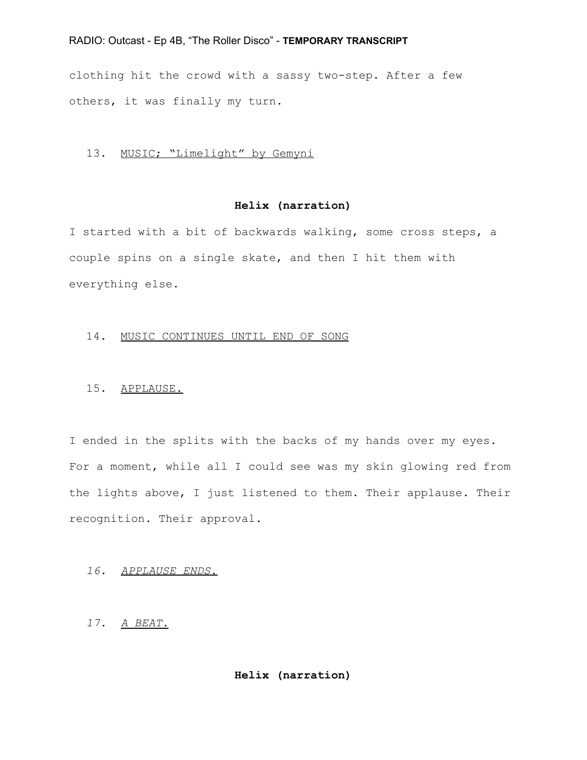clothing hit the crowd with a sassy two-step. After a few others, it was finally my turn.

13. <u>MUSIC; "Limelight" by Gemyni</u>

**Helix (narration)**

I started with a bit of backwards walking, some cross steps, a couple spins on a single skate, and then I hit them with everything else.

14. <u>MUSIC CONTINUES UNTIL END OF SONG</u>

15. <u>APPLAUSE.</u>

I ended in the splits with the backs of my hands over my eyes. For a moment, while all I could see was my skin glowing red from the lights above, I just listened to them. Their applause. Their recognition. Their approval.

*16. <u>APPLAUSE ENDS.</u>*

*17. <u>A BEAT.</u>*

**Helix (narration)**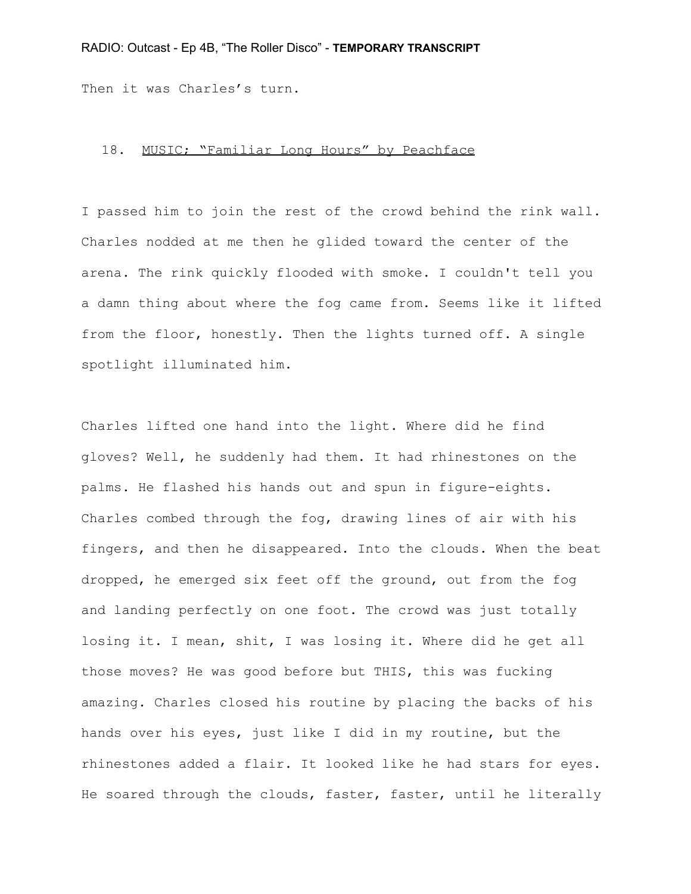Then it was Charles's turn.

18. <u>MUSIC; "Familiar Long Hours" by Peachface</u>

I passed him to join the rest of the crowd behind the rink wall. Charles nodded at me then he glided toward the center of the arena. The rink quickly flooded with smoke. I couldn't tell you a damn thing about where the fog came from. Seems like it lifted from the floor, honestly. Then the lights turned off. A single spotlight illuminated him.

Charles lifted one hand into the light. Where did he find gloves? Well, he suddenly had them. It had rhinestones on the palms. He flashed his hands out and spun in figure-eights. Charles combed through the fog, drawing lines of air with his fingers, and then he disappeared. Into the clouds. When the beat dropped, he emerged six feet off the ground, out from the fog and landing perfectly on one foot. The crowd was just totally losing it. I mean, shit, I was losing it. Where did he get all those moves? He was good before but THIS, this was fucking amazing. Charles closed his routine by placing the backs of his hands over his eyes, just like I did in my routine, but the rhinestones added a flair. It looked like he had stars for eyes. He soared through the clouds, faster, faster, until he literally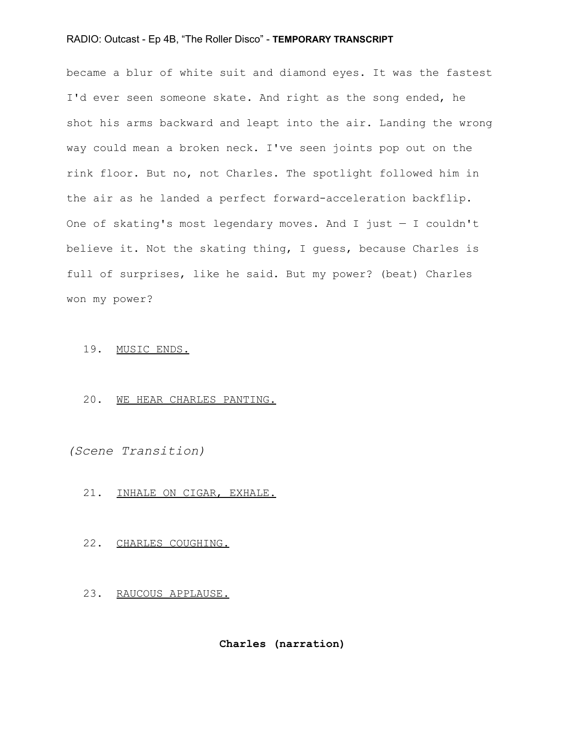became a blur of white suit and diamond eyes. It was the fastest I'd ever seen someone skate. And right as the song ended, he shot his arms backward and leapt into the air. Landing the wrong way could mean a broken neck. I've seen joints pop out on the rink floor. But no, not Charles. The spotlight followed him in the air as he landed a perfect forward-acceleration backflip. One of skating's most legendary moves. And I just — I couldn't believe it. Not the skating thing, I guess, because Charles is full of surprises, like he said. But my power? (beat) Charles won my power?

19. <u>MUSIC ENDS.</u>

20. <u>WE HEAR CHARLES PANTING.</u>

*(Scene Transition)*

21. <u>INHALE ON CIGAR, EXHALE.</u>

22. <u>CHARLES COUGHING.</u>

23. <u>RAUCOUS APPLAUSE.</u>

**Charles (narration)**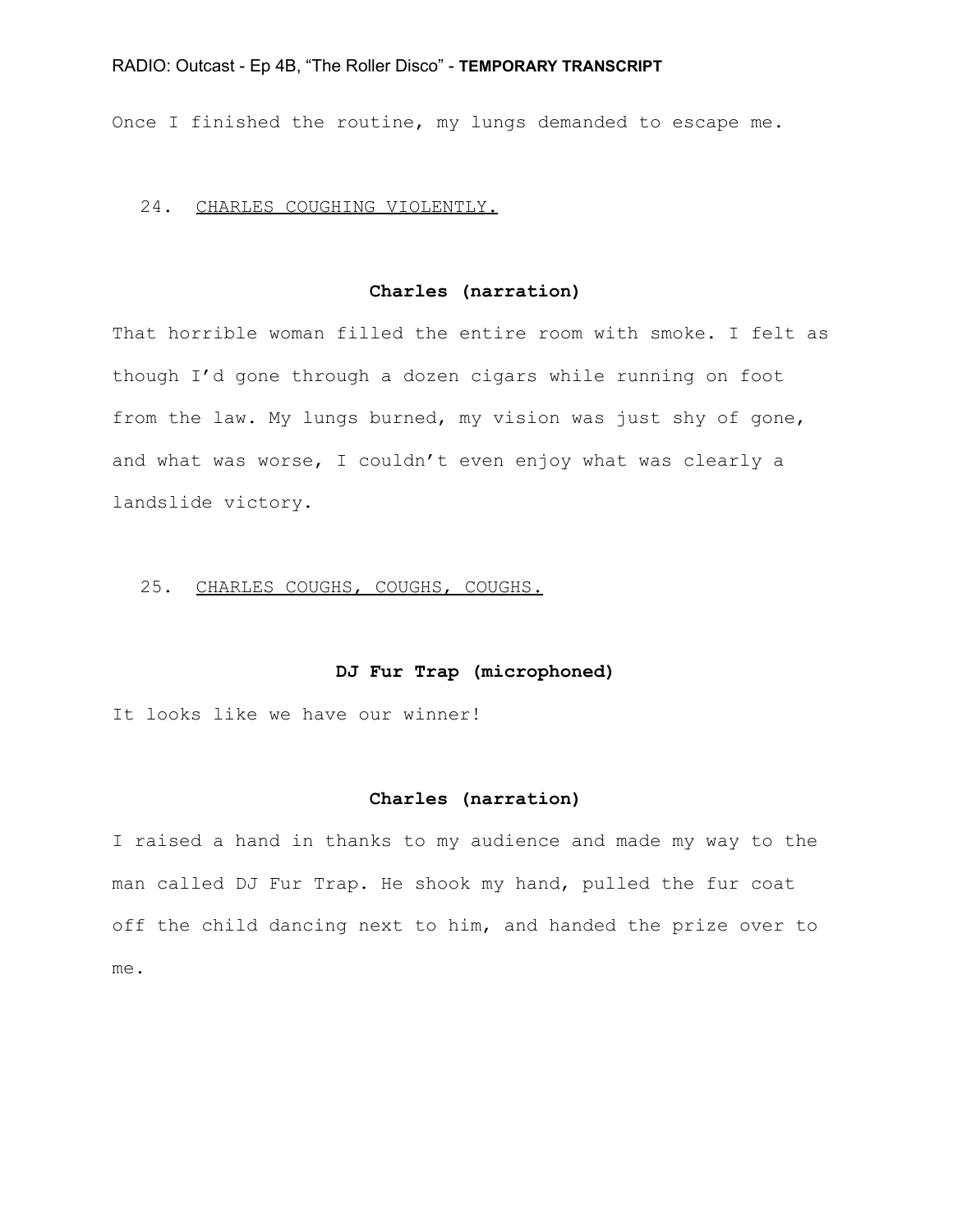Once I finished the routine, my lungs demanded to escape me.

24. <u>CHARLES COUGHING VIOLENTLY.</u>

**Charles (narration)**

That horrible woman filled the entire room with smoke. I felt as though I'd gone through a dozen cigars while running on foot from the law. My lungs burned, my vision was just shy of gone, and what was worse, I couldn't even enjoy what was clearly a landslide victory.

25. <u>CHARLES COUGHS, COUGHS, COUGHS.</u>

**DJ Fur Trap (microphoned)**

It looks like we have our winner!

**Charles (narration)**

I raised a hand in thanks to my audience and made my way to the man called DJ Fur Trap. He shook my hand, pulled the fur coat off the child dancing next to him, and handed the prize over to me.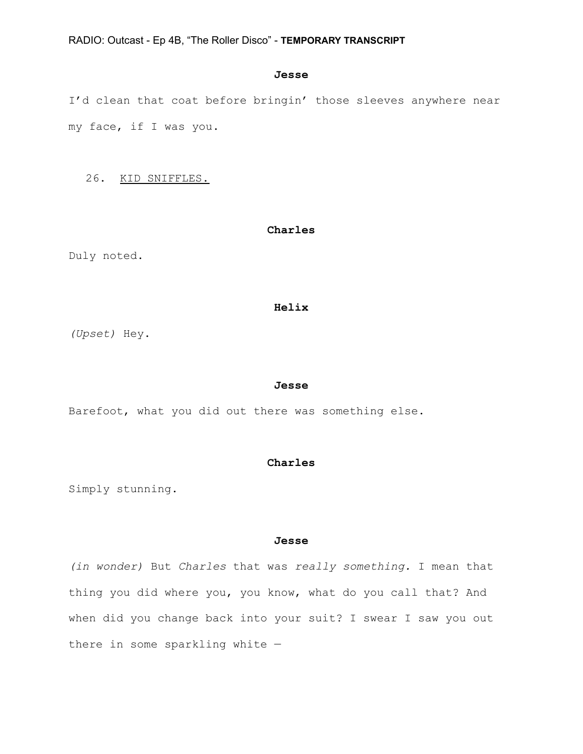**Jesse**

I'd clean that coat before bringin' those sleeves anywhere near my face, if I was you.

26. <u>KID SNIFFLES.</u>

**Charles**

Duly noted.

**Helix**

*(Upset)* Hey.

**Jesse**

Barefoot, what you did out there was something else.

**Charles**

Simply stunning.

**Jesse**

*(in wonder)* But *Charles* that was *really something.* I mean that thing you did where you, you know, what do you call that? And when did you change back into your suit? I swear I saw you out there in some sparkling white —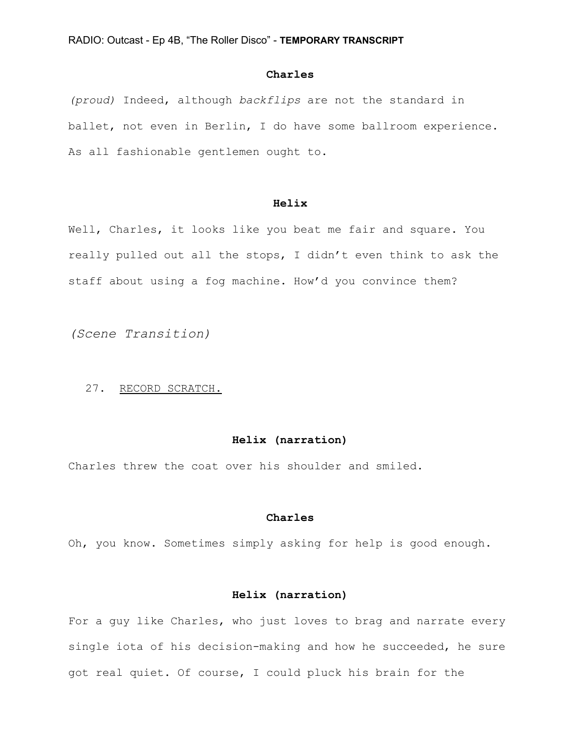**Charles**

*(proud)* Indeed, although *backflips* are not the standard in ballet, not even in Berlin, I do have some ballroom experience. As all fashionable gentlemen ought to.

**Helix**

Well, Charles, it looks like you beat me fair and square. You really pulled out all the stops, I didn't even think to ask the staff about using a fog machine. How'd you convince them?

*(Scene Transition)*

27. RECORD SCRATCH.

**Helix (narration)**

Charles threw the coat over his shoulder and smiled.

**Charles**

Oh, you know. Sometimes simply asking for help is good enough.

**Helix (narration)**

For a guy like Charles, who just loves to brag and narrate every single iota of his decision-making and how he succeeded, he sure got real quiet. Of course, I could pluck his brain for the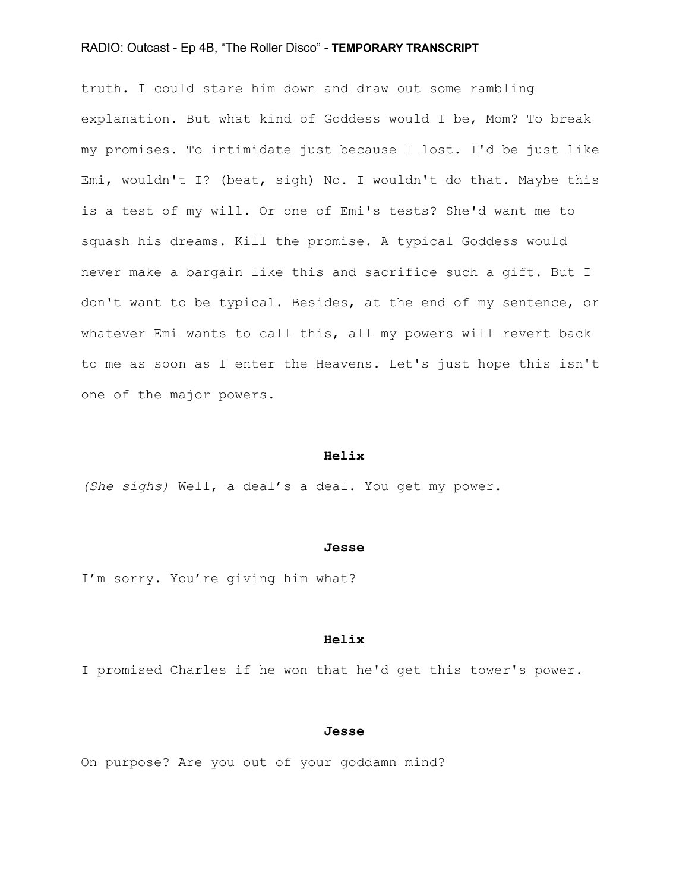truth. I could stare him down and draw out some rambling explanation. But what kind of Goddess would I be, Mom? To break my promises. To intimidate just because I lost. I'd be just like Emi, wouldn't I? (beat, sigh) No. I wouldn't do that. Maybe this is a test of my will. Or one of Emi's tests? She'd want me to squash his dreams. Kill the promise. A typical Goddess would never make a bargain like this and sacrifice such a gift. But I don't want to be typical. Besides, at the end of my sentence, or whatever Emi wants to call this, all my powers will revert back to me as soon as I enter the Heavens. Let's just hope this isn't one of the major powers.

**Helix**

*(She sighs)* Well, a deal's a deal. You get my power.

**Jesse**

I'm sorry. You're giving him what?

**Helix**

I promised Charles if he won that he'd get this tower's power.

**Jesse**

On purpose? Are you out of your goddamn mind?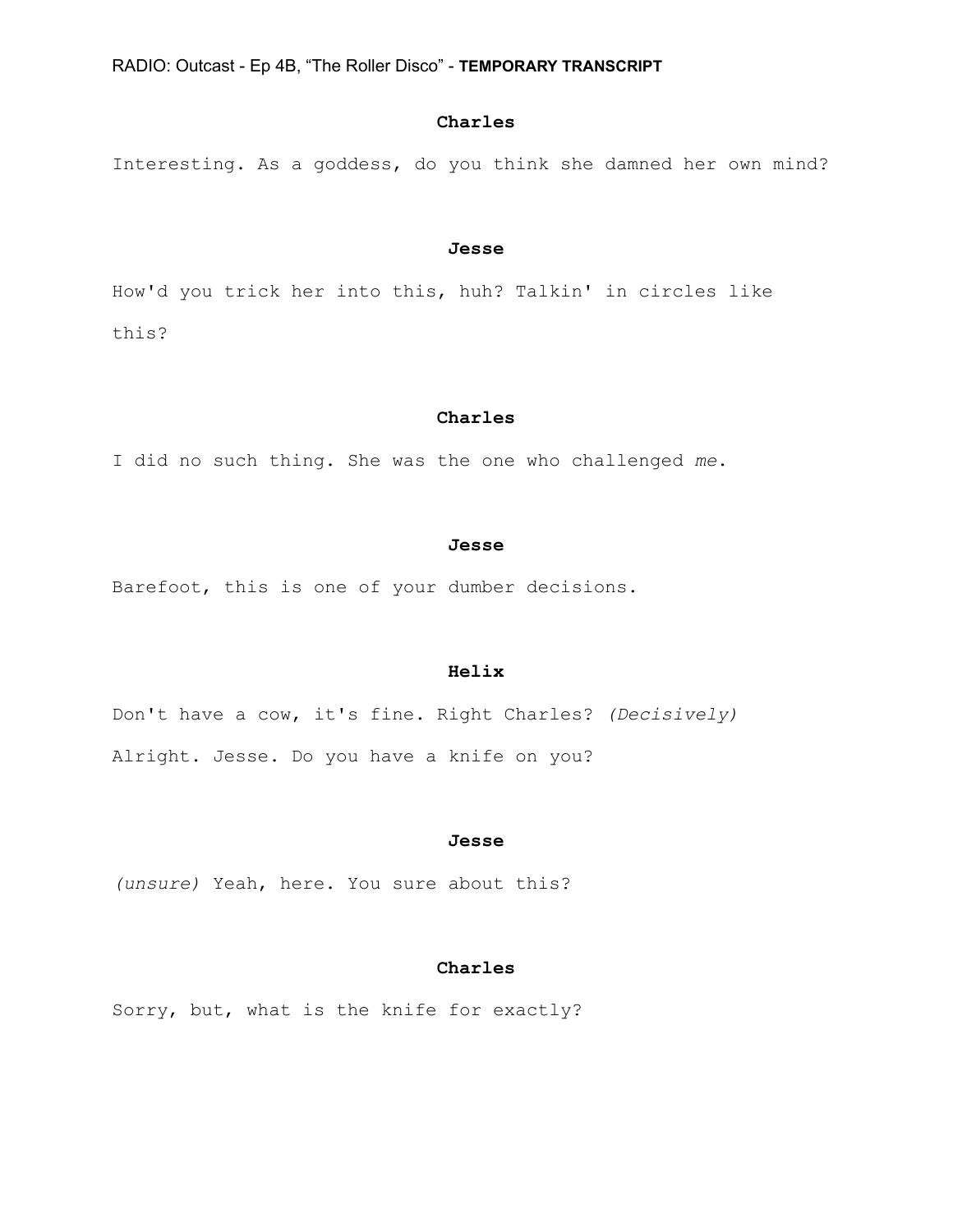**Charles**

Interesting. As a goddess, do you think she damned her own mind?

**Jesse**

How'd you trick her into this, huh? Talkin' in circles like this?

**Charles**

I did no such thing. She was the one who challenged *me*.

**Jesse**

Barefoot, this is one of your dumber decisions.

**Helix**

Don't have a cow, it's fine. Right Charles? *(Decisively)* Alright. Jesse. Do you have a knife on you?

**Jesse**

*(unsure)* Yeah, here. You sure about this?

**Charles**

Sorry, but, what is the knife for exactly?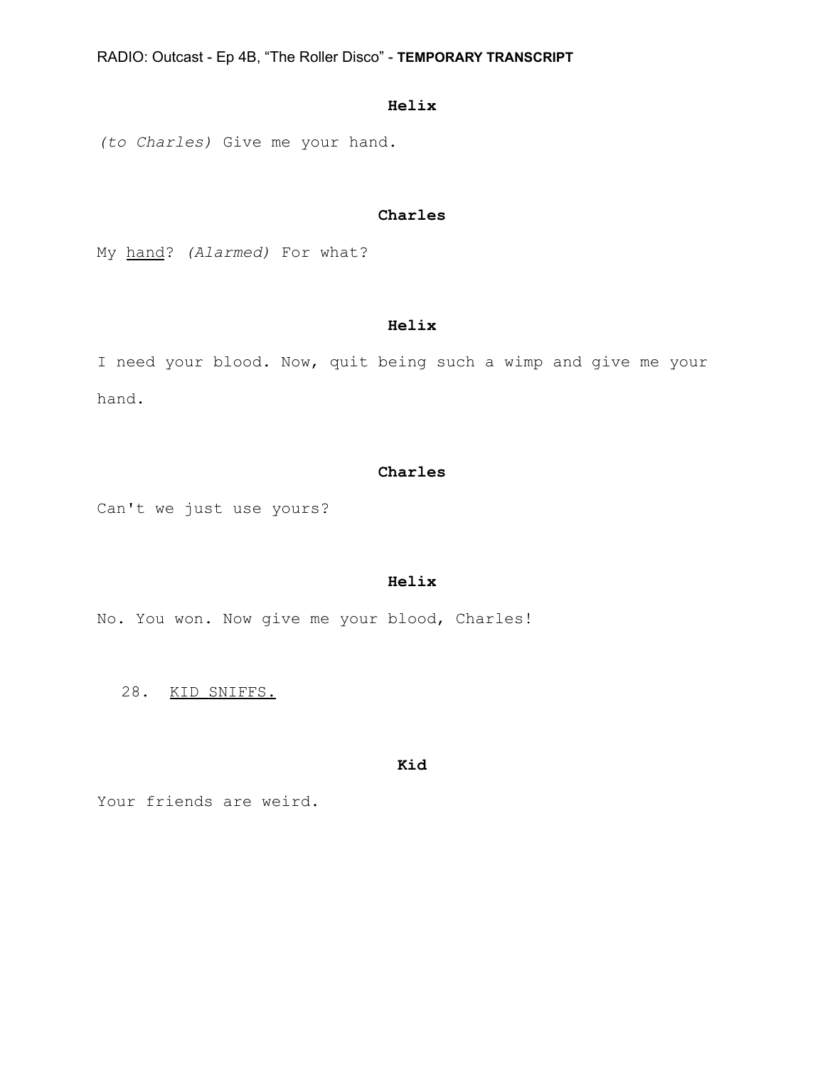**Helix**

*(to Charles)* Give me your hand.

**Charles**

My <u>hand</u>? *(Alarmed)* For what?

**Helix**

I need your blood. Now, quit being such a wimp and give me your hand.

**Charles**

Can't we just use yours?

**Helix**

No. You won. Now give me your blood, Charles!

28. <u>KID SNIFFS.</u>

**Kid**

Your friends are weird.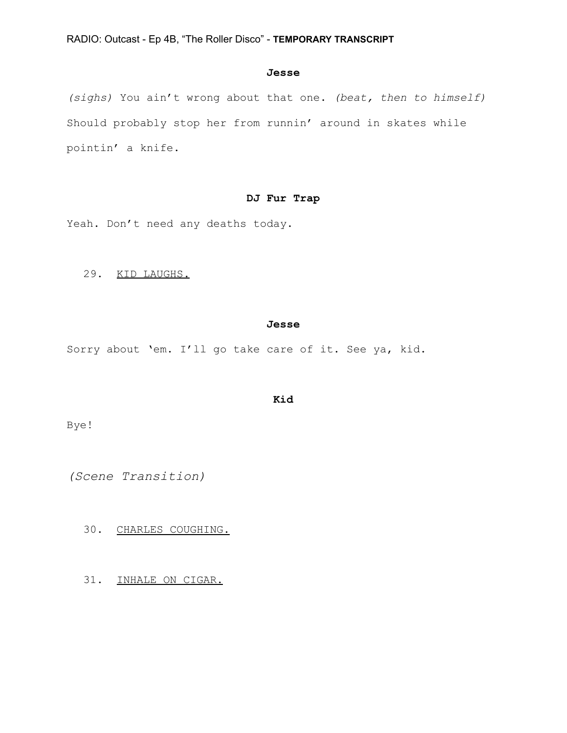**Jesse**

*(sighs)* You ain't wrong about that one. *(beat, then to himself)* Should probably stop her from runnin' around in skates while pointin' a knife.

**DJ Fur Trap**

Yeah. Don't need any deaths today.

29. <u>KID LAUGHS.</u>

**Jesse**

Sorry about 'em. I'll go take care of it. See ya, kid.

**Kid**

Bye!

*(Scene Transition)*

30. <u>CHARLES COUGHING.</u>

31. <u>INHALE ON CIGAR.</u>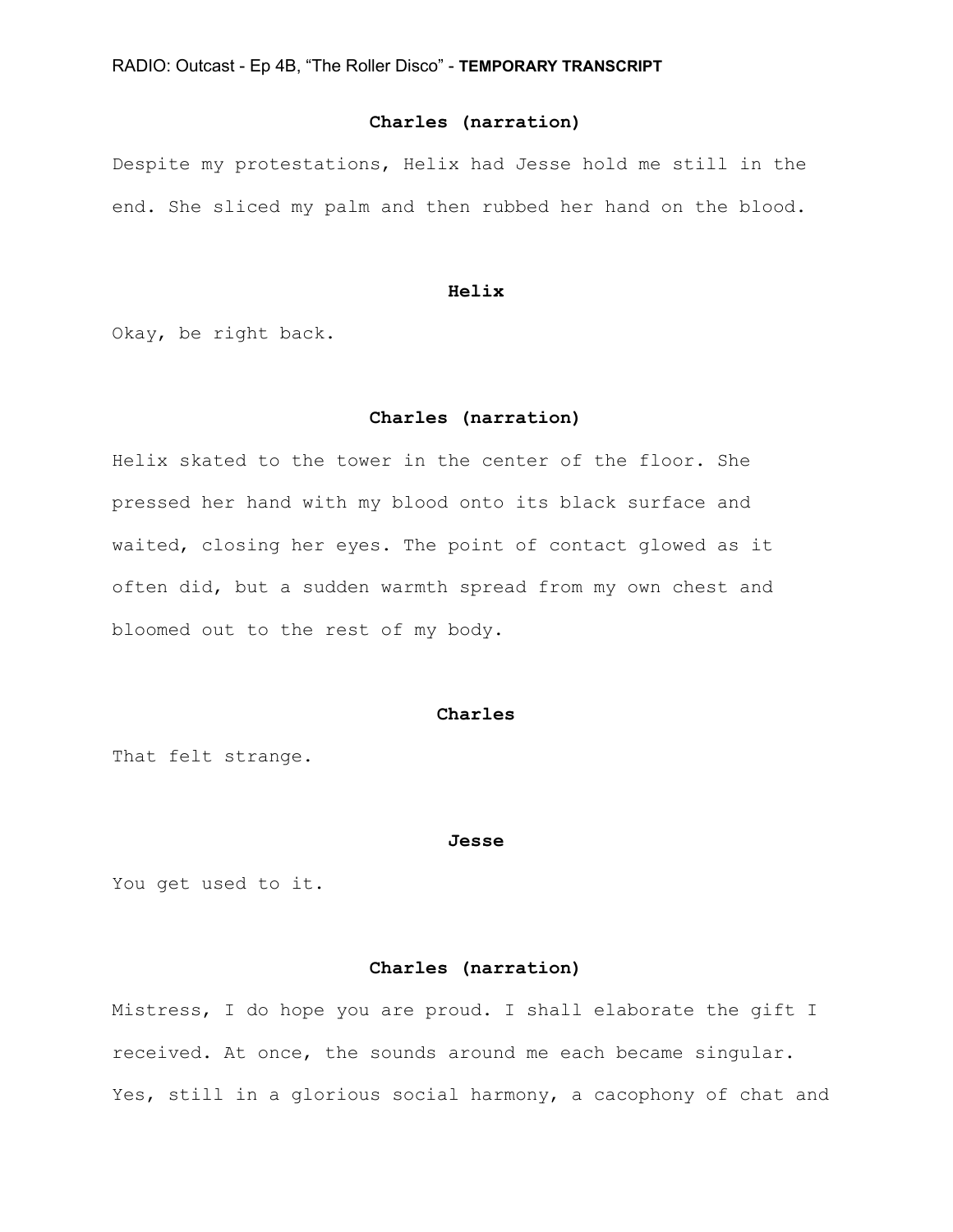**Charles (narration)**

Despite my protestations, Helix had Jesse hold me still in the end. She sliced my palm and then rubbed her hand on the blood.

**Helix**

Okay, be right back.

**Charles (narration)**

Helix skated to the tower in the center of the floor. She pressed her hand with my blood onto its black surface and waited, closing her eyes. The point of contact glowed as it often did, but a sudden warmth spread from my own chest and bloomed out to the rest of my body.

**Charles**

That felt strange.

**Jesse**

You get used to it.

**Charles (narration)**

Mistress, I do hope you are proud. I shall elaborate the gift I received. At once, the sounds around me each became singular. Yes, still in a glorious social harmony, a cacophony of chat and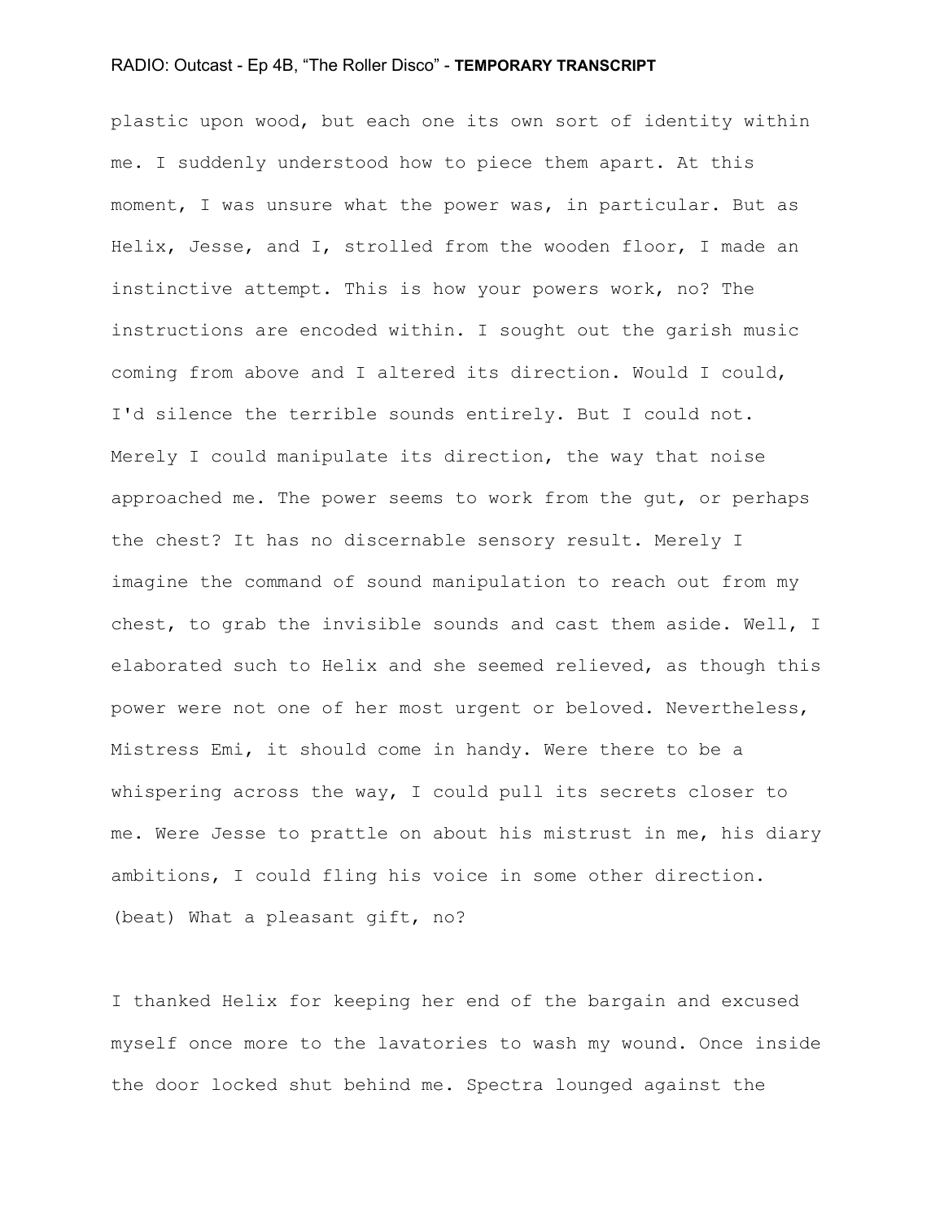plastic upon wood, but each one its own sort of identity within me. I suddenly understood how to piece them apart. At this moment, I was unsure what the power was, in particular. But as Helix, Jesse, and I, strolled from the wooden floor, I made an instinctive attempt. This is how your powers work, no? The instructions are encoded within. I sought out the garish music coming from above and I altered its direction. Would I could, I'd silence the terrible sounds entirely. But I could not. Merely I could manipulate its direction, the way that noise approached me. The power seems to work from the gut, or perhaps the chest? It has no discernable sensory result. Merely I imagine the command of sound manipulation to reach out from my chest, to grab the invisible sounds and cast them aside. Well, I elaborated such to Helix and she seemed relieved, as though this power were not one of her most urgent or beloved. Nevertheless, Mistress Emi, it should come in handy. Were there to be a whispering across the way, I could pull its secrets closer to me. Were Jesse to prattle on about his mistrust in me, his diary ambitions, I could fling his voice in some other direction. (beat) What a pleasant gift, no?

I thanked Helix for keeping her end of the bargain and excused myself once more to the lavatories to wash my wound. Once inside the door locked shut behind me. Spectra lounged against the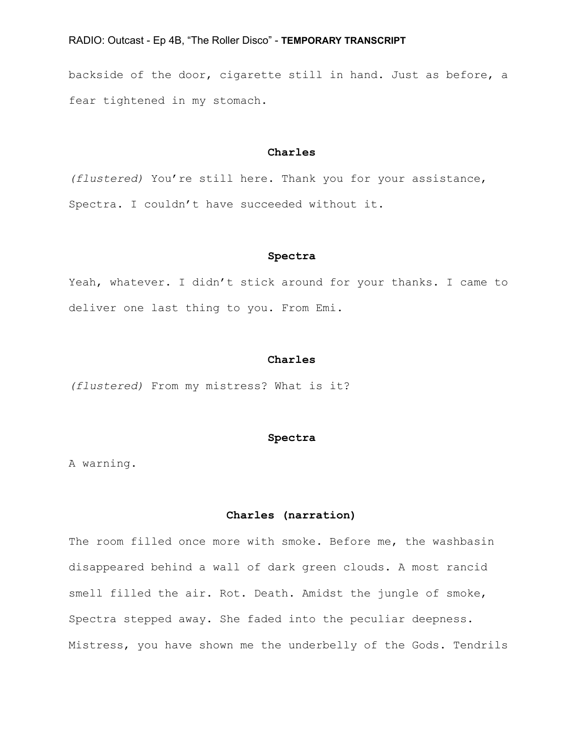backside of the door, cigarette still in hand. Just as before, a fear tightened in my stomach.

**Charles**

*(flustered)* You’re still here. Thank you for your assistance, Spectra. I couldn’t have succeeded without it.

**Spectra**

Yeah, whatever. I didn’t stick around for your thanks. I came to deliver one last thing to you. From Emi.

**Charles**

*(flustered)* From my mistress? What is it?

**Spectra**

A warning.

**Charles (narration)**

The room filled once more with smoke. Before me, the washbasin disappeared behind a wall of dark green clouds. A most rancid smell filled the air. Rot. Death. Amidst the jungle of smoke, Spectra stepped away. She faded into the peculiar deepness. Mistress, you have shown me the underbelly of the Gods. Tendrils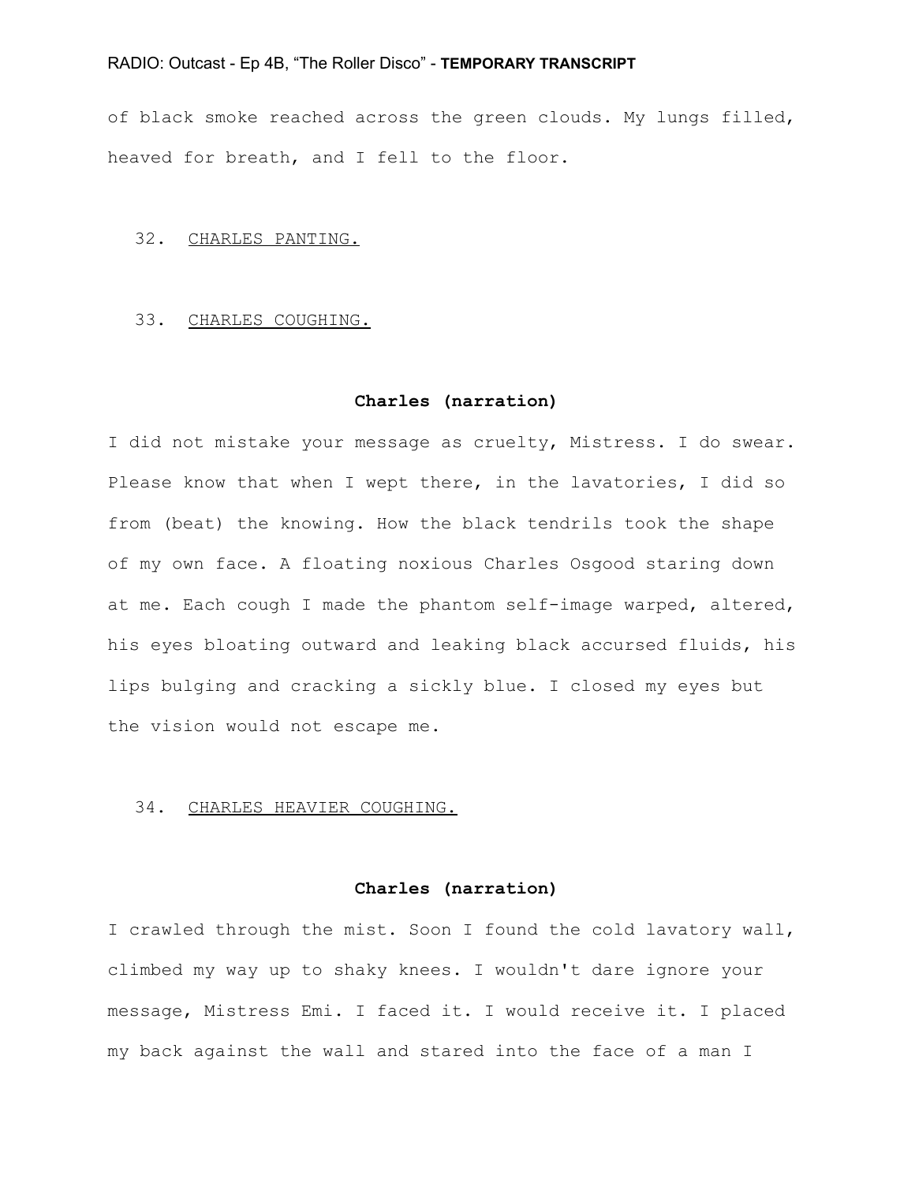of black smoke reached across the green clouds. My lungs filled, heaved for breath, and I fell to the floor.

32. <u>CHARLES PANTING.</u>

33. <u>CHARLES COUGHING.</u>

**Charles (narration)**

I did not mistake your message as cruelty, Mistress. I do swear. Please know that when I wept there, in the lavatories, I did so from (beat) the knowing. How the black tendrils took the shape of my own face. A floating noxious Charles Osgood staring down at me. Each cough I made the phantom self-image warped, altered, his eyes bloating outward and leaking black accursed fluids, his lips bulging and cracking a sickly blue. I closed my eyes but the vision would not escape me.

34. <u>CHARLES HEAVIER COUGHING.</u>

**Charles (narration)**

I crawled through the mist. Soon I found the cold lavatory wall, climbed my way up to shaky knees. I wouldn't dare ignore your message, Mistress Emi. I faced it. I would receive it. I placed my back against the wall and stared into the face of a man I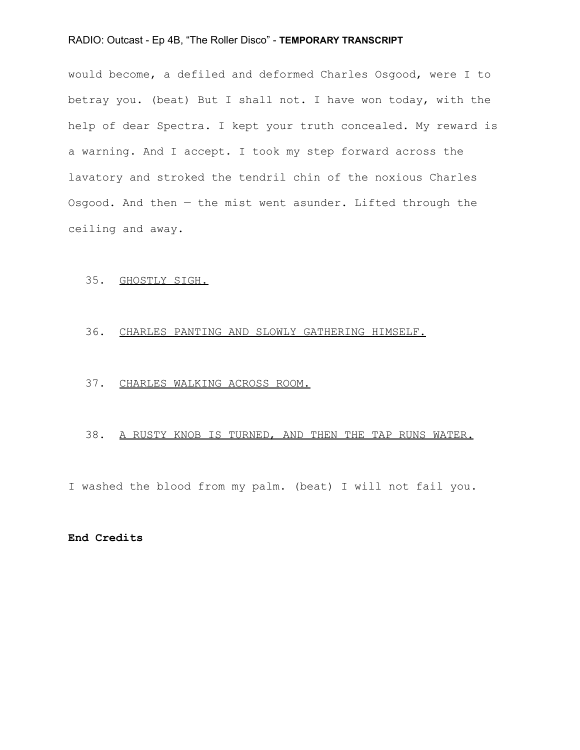would become, a defiled and deformed Charles Osgood, were I to betray you. (beat) But I shall not. I have won today, with the help of dear Spectra. I kept your truth concealed. My reward is a warning. And I accept. I took my step forward across the lavatory and stroked the tendril chin of the noxious Charles Osgood. And then — the mist went asunder. Lifted through the ceiling and away.

35. <u>GHOSTLY SIGH.</u>

36. <u>CHARLES PANTING AND SLOWLY GATHERING HIMSELF.</u>

37. <u>CHARLES WALKING ACROSS ROOM.</u>

38. <u>A RUSTY KNOB IS TURNED, AND THEN THE TAP RUNS WATER.</u>

I washed the blood from my palm. (beat) I will not fail you.

**End Credits**